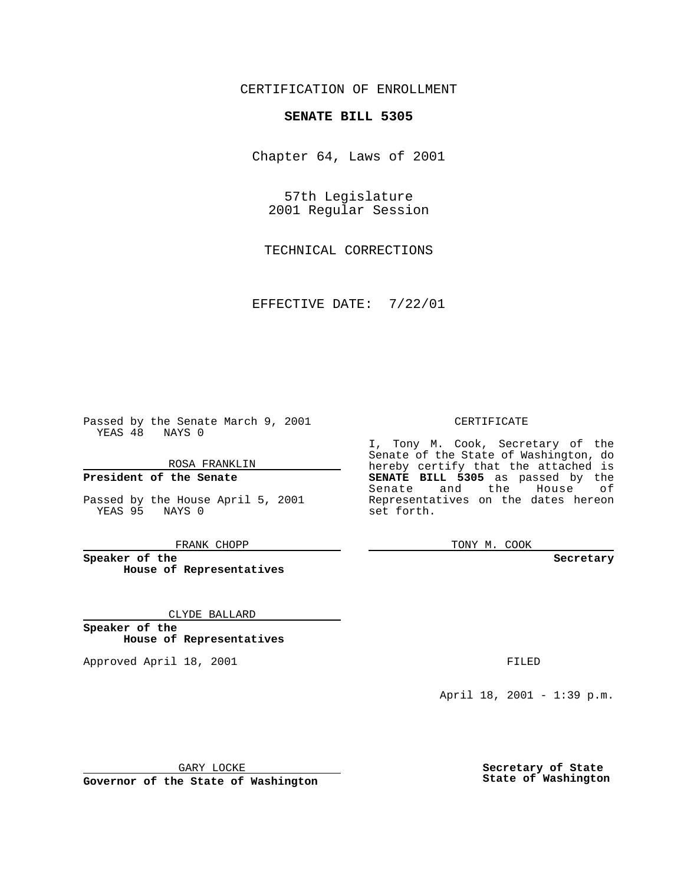CERTIFICATION OF ENROLLMENT

**SENATE BILL 5305**

Chapter 64, Laws of 2001

57th Legislature
2001 Regular Session

TECHNICAL CORRECTIONS

EFFECTIVE DATE: 7/22/01

Passed by the Senate March 9, 2001
YEAS 48 NAYS 0

ROSA FRANKLIN

**President of the Senate**

Passed by the House April 5, 2001
YEAS 95 NAYS 0

FRANK CHOPP

**Speaker of the House of Representatives**

CLYDE BALLARD

**Speaker of the House of Representatives**

Approved April 18, 2001

GARY LOCKE

**Governor of the State of Washington**

CERTIFICATE

I, Tony M. Cook, Secretary of the Senate of the State of Washington, do hereby certify that the attached is **SENATE BILL 5305** as passed by the Senate and the House of Representatives on the dates hereon set forth.

TONY M. COOK

**Secretary**

FILED

April 18, 2001 - 1:39 p.m.

**Secretary of State**
**State of Washington**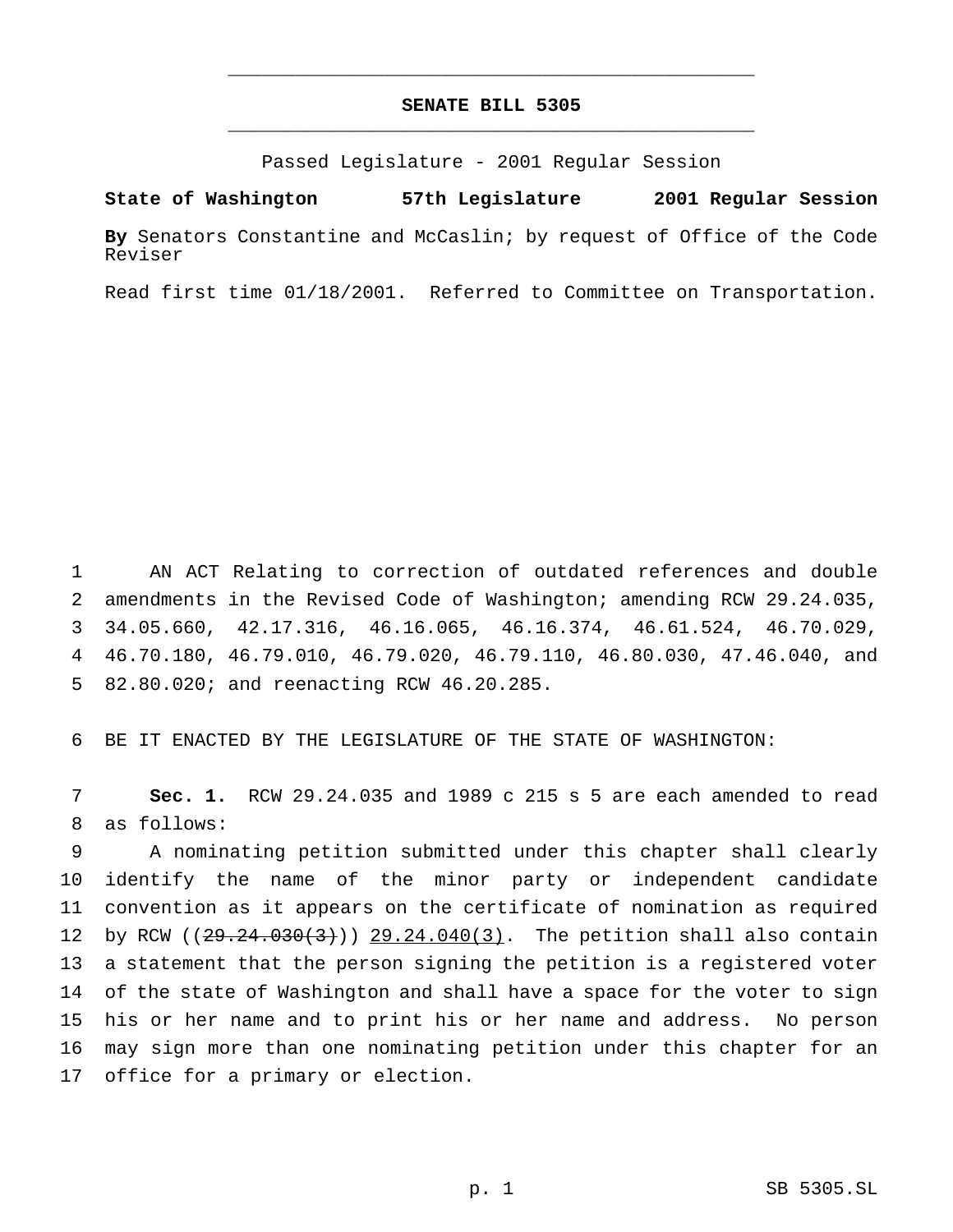# SENATE BILL 5305

Passed Legislature - 2001 Regular Session

**State of Washington 57th Legislature 2001 Regular Session**

**By** Senators Constantine and McCaslin; by request of Office of the Code Reviser

Read first time 01/18/2001. Referred to Committee on Transportation.

1 AN ACT Relating to correction of outdated references and double
2 amendments in the Revised Code of Washington; amending RCW 29.24.035,
3 34.05.660, 42.17.316, 46.16.065, 46.16.374, 46.61.524, 46.70.029,
4 46.70.180, 46.79.010, 46.79.020, 46.79.110, 46.80.030, 47.46.040, and
5 82.80.020; and reenacting RCW 46.20.285.

6 BE IT ENACTED BY THE LEGISLATURE OF THE STATE OF WASHINGTON:

7 **Sec. 1.** RCW 29.24.035 and 1989 c 215 s 5 are each amended to read
8 as follows:

9 A nominating petition submitted under this chapter shall clearly
10 identify the name of the minor party or independent candidate
11 convention as it appears on the certificate of nomination as required
12 by RCW ((~~29.24.030(3)~~)) <u>29.24.040(3)</u>. The petition shall also contain
13 a statement that the person signing the petition is a registered voter
14 of the state of Washington and shall have a space for the voter to sign
15 his or her name and to print his or her name and address. No person
16 may sign more than one nominating petition under this chapter for an
17 office for a primary or election.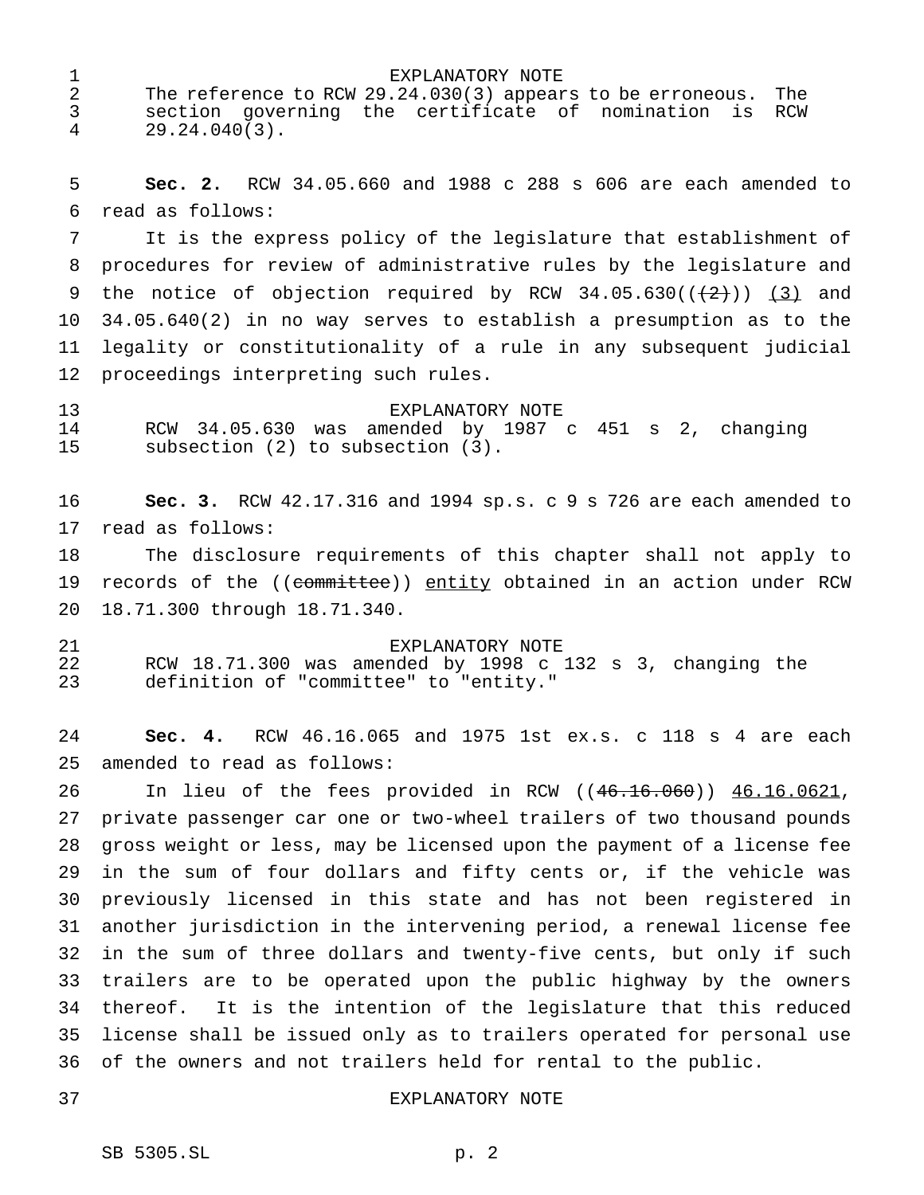EXPLANATORY NOTE

The reference to RCW 29.24.030(3) appears to be erroneous. The section governing the certificate of nomination is RCW 29.24.040(3).

**Sec. 2.** RCW 34.05.660 and 1988 c 288 s 606 are each amended to read as follows:

It is the express policy of the legislature that establishment of procedures for review of administrative rules by the legislature and the notice of objection required by RCW 34.05.630((~~(2)~~)) (3) and 34.05.640(2) in no way serves to establish a presumption as to the legality or constitutionality of a rule in any subsequent judicial proceedings interpreting such rules.

EXPLANATORY NOTE

RCW 34.05.630 was amended by 1987 c 451 s 2, changing subsection (2) to subsection (3).

**Sec. 3.** RCW 42.17.316 and 1994 sp.s. c 9 s 726 are each amended to read as follows:

The disclosure requirements of this chapter shall not apply to records of the ((~~committee~~)) entity obtained in an action under RCW 18.71.300 through 18.71.340.

EXPLANATORY NOTE

RCW 18.71.300 was amended by 1998 c 132 s 3, changing the definition of "committee" to "entity."

**Sec. 4.** RCW 46.16.065 and 1975 1st ex.s. c 118 s 4 are each amended to read as follows:

In lieu of the fees provided in RCW ((~~46.16.060~~)) 46.16.0621, private passenger car one or two-wheel trailers of two thousand pounds gross weight or less, may be licensed upon the payment of a license fee in the sum of four dollars and fifty cents or, if the vehicle was previously licensed in this state and has not been registered in another jurisdiction in the intervening period, a renewal license fee in the sum of three dollars and twenty-five cents, but only if such trailers are to be operated upon the public highway by the owners thereof. It is the intention of the legislature that this reduced license shall be issued only as to trailers operated for personal use of the owners and not trailers held for rental to the public.

EXPLANATORY NOTE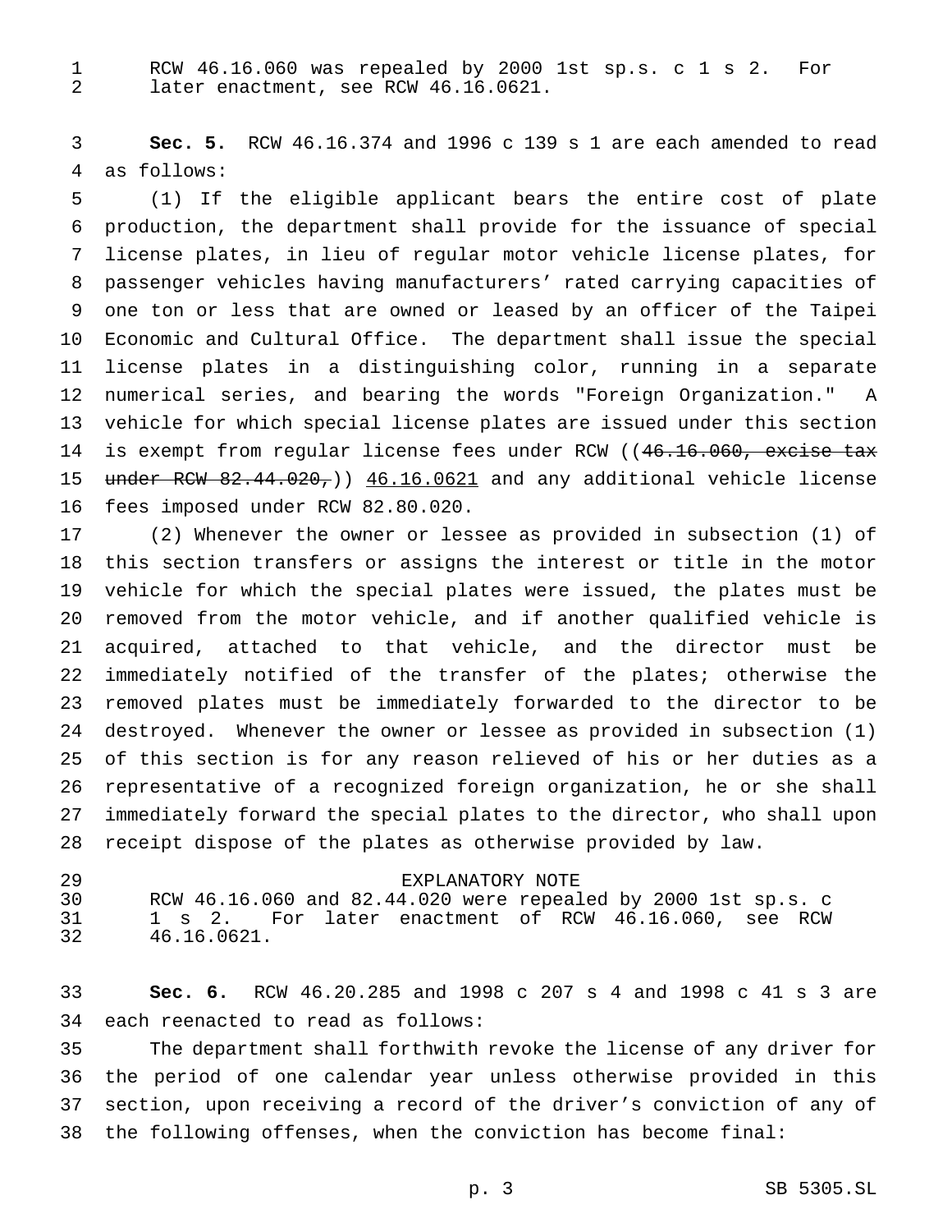RCW 46.16.060 was repealed by 2000 1st sp.s. c 1 s 2. For later enactment, see RCW 46.16.0621.

**Sec. 5.** RCW 46.16.374 and 1996 c 139 s 1 are each amended to read as follows:

(1) If the eligible applicant bears the entire cost of plate production, the department shall provide for the issuance of special license plates, in lieu of regular motor vehicle license plates, for passenger vehicles having manufacturers' rated carrying capacities of one ton or less that are owned or leased by an officer of the Taipei Economic and Cultural Office. The department shall issue the special license plates in a distinguishing color, running in a separate numerical series, and bearing the words "Foreign Organization." A vehicle for which special license plates are issued under this section is exempt from regular license fees under RCW ((~~46.16.060, excise tax under RCW 82.44.020,~~)) <u>46.16.0621</u> and any additional vehicle license fees imposed under RCW 82.80.020.

(2) Whenever the owner or lessee as provided in subsection (1) of this section transfers or assigns the interest or title in the motor vehicle for which the special plates were issued, the plates must be removed from the motor vehicle, and if another qualified vehicle is acquired, attached to that vehicle, and the director must be immediately notified of the transfer of the plates; otherwise the removed plates must be immediately forwarded to the director to be destroyed. Whenever the owner or lessee as provided in subsection (1) of this section is for any reason relieved of his or her duties as a representative of a recognized foreign organization, he or she shall immediately forward the special plates to the director, who shall upon receipt dispose of the plates as otherwise provided by law.

EXPLANATORY NOTE

RCW 46.16.060 and 82.44.020 were repealed by 2000 1st sp.s. c 1 s 2. For later enactment of RCW 46.16.060, see RCW 46.16.0621.

**Sec. 6.** RCW 46.20.285 and 1998 c 207 s 4 and 1998 c 41 s 3 are each reenacted to read as follows:

The department shall forthwith revoke the license of any driver for the period of one calendar year unless otherwise provided in this section, upon receiving a record of the driver's conviction of any of the following offenses, when the conviction has become final: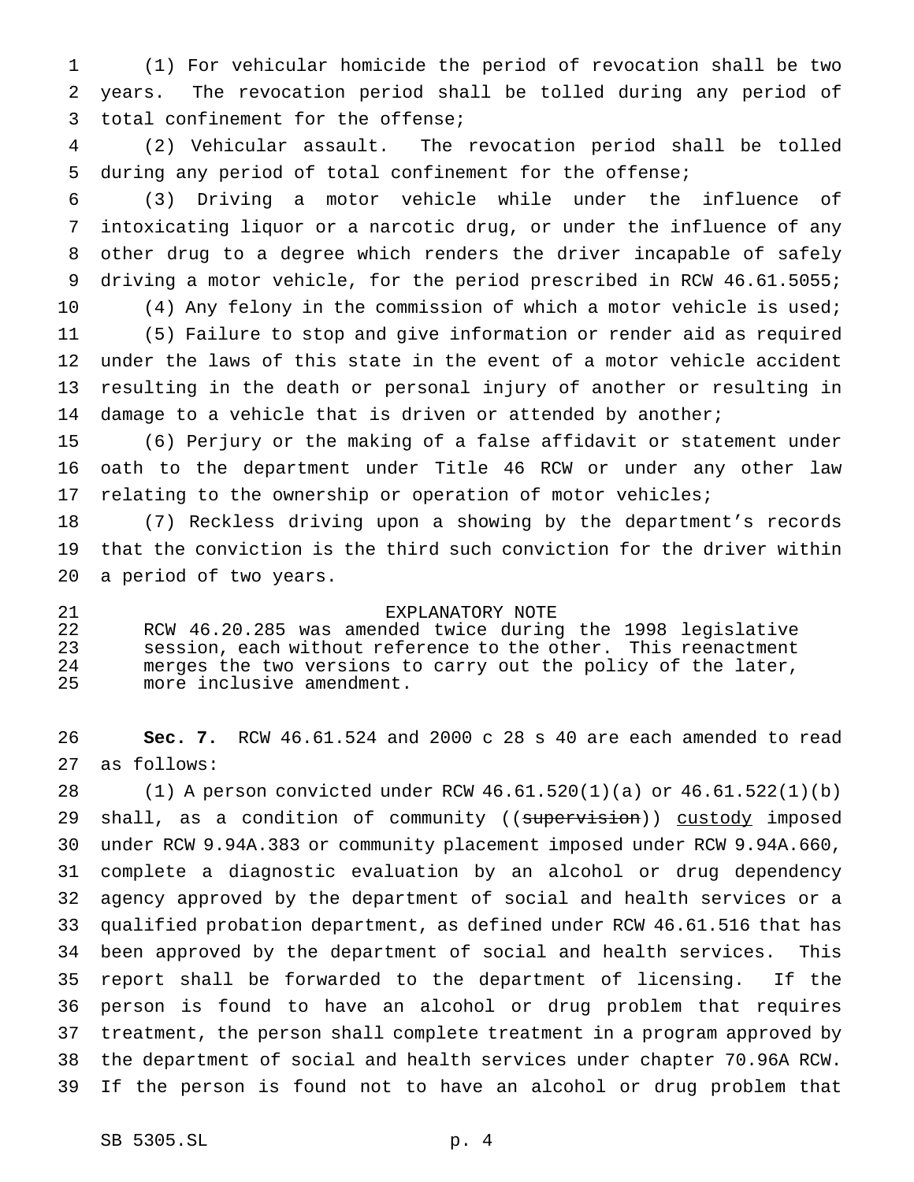(1) For vehicular homicide the period of revocation shall be two years. The revocation period shall be tolled during any period of total confinement for the offense;

(2) Vehicular assault. The revocation period shall be tolled during any period of total confinement for the offense;

(3) Driving a motor vehicle while under the influence of intoxicating liquor or a narcotic drug, or under the influence of any other drug to a degree which renders the driver incapable of safely driving a motor vehicle, for the period prescribed in RCW 46.61.5055;

(4) Any felony in the commission of which a motor vehicle is used;

(5) Failure to stop and give information or render aid as required under the laws of this state in the event of a motor vehicle accident resulting in the death or personal injury of another or resulting in damage to a vehicle that is driven or attended by another;

(6) Perjury or the making of a false affidavit or statement under oath to the department under Title 46 RCW or under any other law relating to the ownership or operation of motor vehicles;

(7) Reckless driving upon a showing by the department's records that the conviction is the third such conviction for the driver within a period of two years.

EXPLANATORY NOTE

RCW 46.20.285 was amended twice during the 1998 legislative session, each without reference to the other. This reenactment merges the two versions to carry out the policy of the later, more inclusive amendment.

**Sec. 7.** RCW 46.61.524 and 2000 c 28 s 40 are each amended to read as follows:

(1) A person convicted under RCW 46.61.520(1)(a) or 46.61.522(1)(b) shall, as a condition of community ((~~supervision~~)) <u>custody</u> imposed under RCW 9.94A.383 or community placement imposed under RCW 9.94A.660, complete a diagnostic evaluation by an alcohol or drug dependency agency approved by the department of social and health services or a qualified probation department, as defined under RCW 46.61.516 that has been approved by the department of social and health services. This report shall be forwarded to the department of licensing. If the person is found to have an alcohol or drug problem that requires treatment, the person shall complete treatment in a program approved by the department of social and health services under chapter 70.96A RCW. If the person is found not to have an alcohol or drug problem that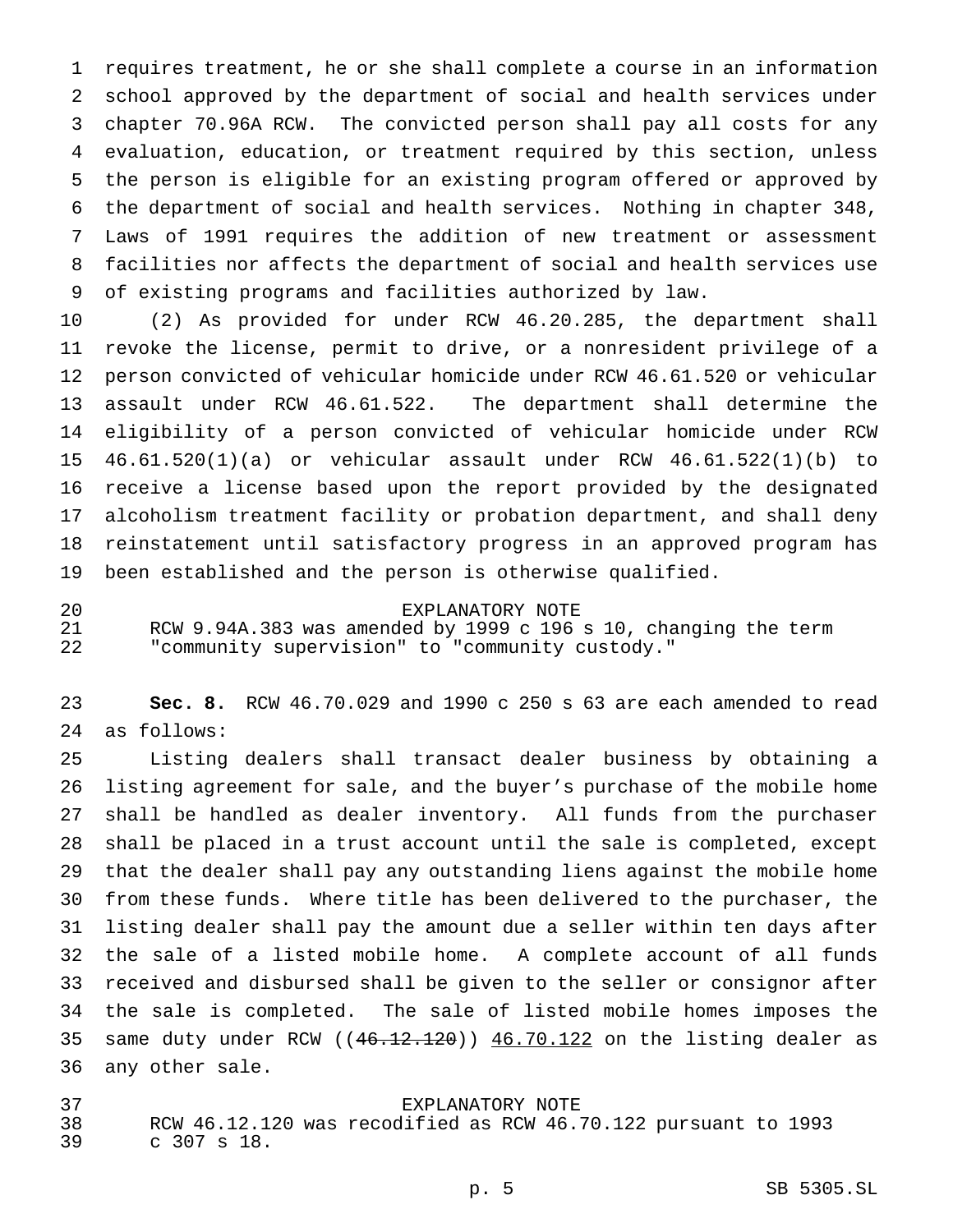requires treatment, he or she shall complete a course in an information school approved by the department of social and health services under chapter 70.96A RCW. The convicted person shall pay all costs for any evaluation, education, or treatment required by this section, unless the person is eligible for an existing program offered or approved by the department of social and health services. Nothing in chapter 348, Laws of 1991 requires the addition of new treatment or assessment facilities nor affects the department of social and health services use of existing programs and facilities authorized by law.

(2) As provided for under RCW 46.20.285, the department shall revoke the license, permit to drive, or a nonresident privilege of a person convicted of vehicular homicide under RCW 46.61.520 or vehicular assault under RCW 46.61.522. The department shall determine the eligibility of a person convicted of vehicular homicide under RCW 46.61.520(1)(a) or vehicular assault under RCW 46.61.522(1)(b) to receive a license based upon the report provided by the designated alcoholism treatment facility or probation department, and shall deny reinstatement until satisfactory progress in an approved program has been established and the person is otherwise qualified.

EXPLANATORY NOTE

RCW 9.94A.383 was amended by 1999 c 196 s 10, changing the term "community supervision" to "community custody."

**Sec. 8.** RCW 46.70.029 and 1990 c 250 s 63 are each amended to read as follows:

Listing dealers shall transact dealer business by obtaining a listing agreement for sale, and the buyer's purchase of the mobile home shall be handled as dealer inventory. All funds from the purchaser shall be placed in a trust account until the sale is completed, except that the dealer shall pay any outstanding liens against the mobile home from these funds. Where title has been delivered to the purchaser, the listing dealer shall pay the amount due a seller within ten days after the sale of a listed mobile home. A complete account of all funds received and disbursed shall be given to the seller or consignor after the sale is completed. The sale of listed mobile homes imposes the same duty under RCW ((~~46.12.120~~)) <u>46.70.122</u> on the listing dealer as any other sale.

EXPLANATORY NOTE

RCW 46.12.120 was recodified as RCW 46.70.122 pursuant to 1993 c 307 s 18.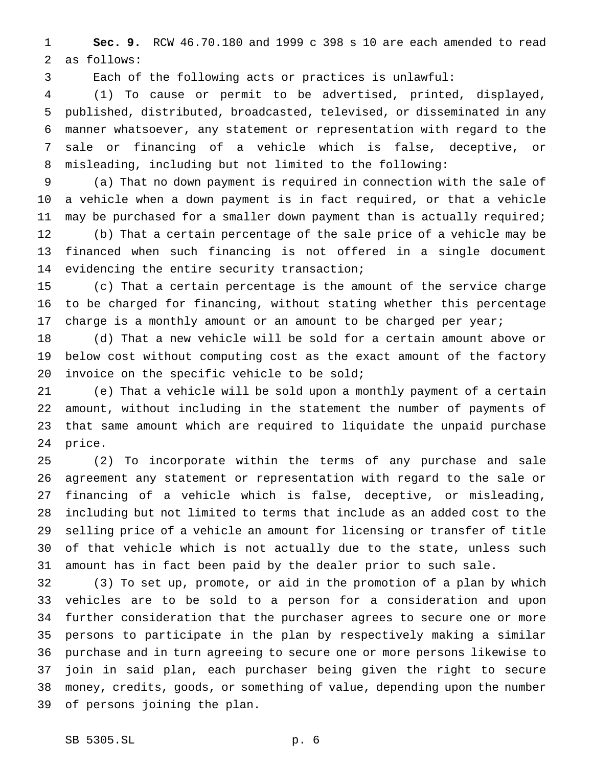**Sec. 9.** RCW 46.70.180 and 1999 c 398 s 10 are each amended to read as follows:

Each of the following acts or practices is unlawful:

(1) To cause or permit to be advertised, printed, displayed, published, distributed, broadcasted, televised, or disseminated in any manner whatsoever, any statement or representation with regard to the sale or financing of a vehicle which is false, deceptive, or misleading, including but not limited to the following:

(a) That no down payment is required in connection with the sale of a vehicle when a down payment is in fact required, or that a vehicle may be purchased for a smaller down payment than is actually required;

(b) That a certain percentage of the sale price of a vehicle may be financed when such financing is not offered in a single document evidencing the entire security transaction;

(c) That a certain percentage is the amount of the service charge to be charged for financing, without stating whether this percentage charge is a monthly amount or an amount to be charged per year;

(d) That a new vehicle will be sold for a certain amount above or below cost without computing cost as the exact amount of the factory invoice on the specific vehicle to be sold;

(e) That a vehicle will be sold upon a monthly payment of a certain amount, without including in the statement the number of payments of that same amount which are required to liquidate the unpaid purchase price.

(2) To incorporate within the terms of any purchase and sale agreement any statement or representation with regard to the sale or financing of a vehicle which is false, deceptive, or misleading, including but not limited to terms that include as an added cost to the selling price of a vehicle an amount for licensing or transfer of title of that vehicle which is not actually due to the state, unless such amount has in fact been paid by the dealer prior to such sale.

(3) To set up, promote, or aid in the promotion of a plan by which vehicles are to be sold to a person for a consideration and upon further consideration that the purchaser agrees to secure one or more persons to participate in the plan by respectively making a similar purchase and in turn agreeing to secure one or more persons likewise to join in said plan, each purchaser being given the right to secure money, credits, goods, or something of value, depending upon the number of persons joining the plan.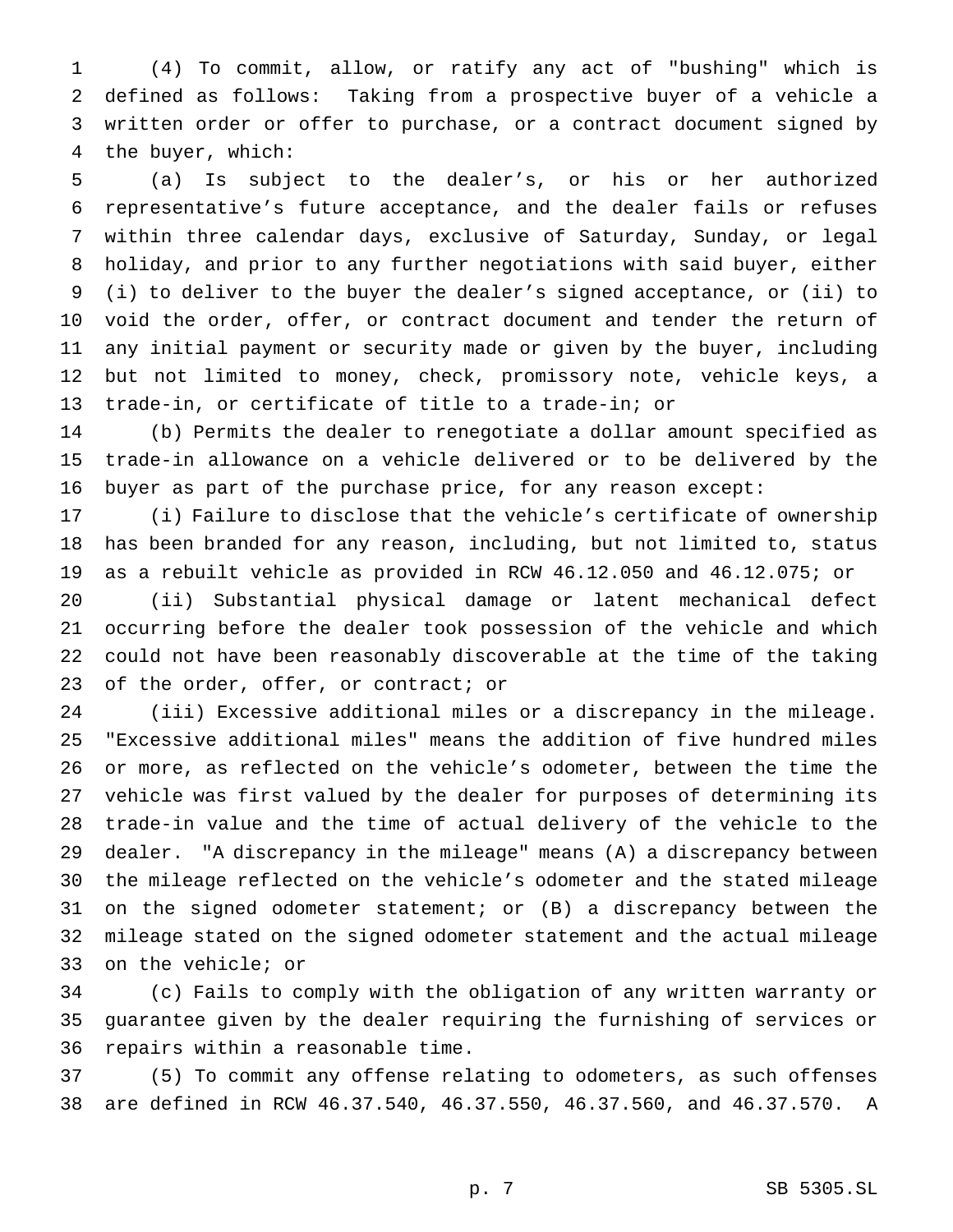(4) To commit, allow, or ratify any act of "bushing" which is defined as follows: Taking from a prospective buyer of a vehicle a written order or offer to purchase, or a contract document signed by the buyer, which:

(a) Is subject to the dealer's, or his or her authorized representative's future acceptance, and the dealer fails or refuses within three calendar days, exclusive of Saturday, Sunday, or legal holiday, and prior to any further negotiations with said buyer, either (i) to deliver to the buyer the dealer's signed acceptance, or (ii) to void the order, offer, or contract document and tender the return of any initial payment or security made or given by the buyer, including but not limited to, money, check, promissory note, vehicle keys, a trade-in, or certificate of title to a trade-in; or

(b) Permits the dealer to renegotiate a dollar amount specified as trade-in allowance on a vehicle delivered or to be delivered by the buyer as part of the purchase price, for any reason except:

(i) Failure to disclose that the vehicle's certificate of ownership has been branded for any reason, including, but not limited to, status as a rebuilt vehicle as provided in RCW 46.12.050 and 46.12.075; or

(ii) Substantial physical damage or latent mechanical defect occurring before the dealer took possession of the vehicle and which could not have been reasonably discoverable at the time of the taking of the order, offer, or contract; or

(iii) Excessive additional miles or a discrepancy in the mileage. "Excessive additional miles" means the addition of five hundred miles or more, as reflected on the vehicle's odometer, between the time the vehicle was first valued by the dealer for purposes of determining its trade-in value and the time of actual delivery of the vehicle to the dealer. "A discrepancy in the mileage" means (A) a discrepancy between the mileage reflected on the vehicle's odometer and the stated mileage on the signed odometer statement; or (B) a discrepancy between the mileage stated on the signed odometer statement and the actual mileage on the vehicle; or

(c) Fails to comply with the obligation of any written warranty or guarantee given by the dealer requiring the furnishing of services or repairs within a reasonable time.

(5) To commit any offense relating to odometers, as such offenses are defined in RCW 46.37.540, 46.37.550, 46.37.560, and 46.37.570. A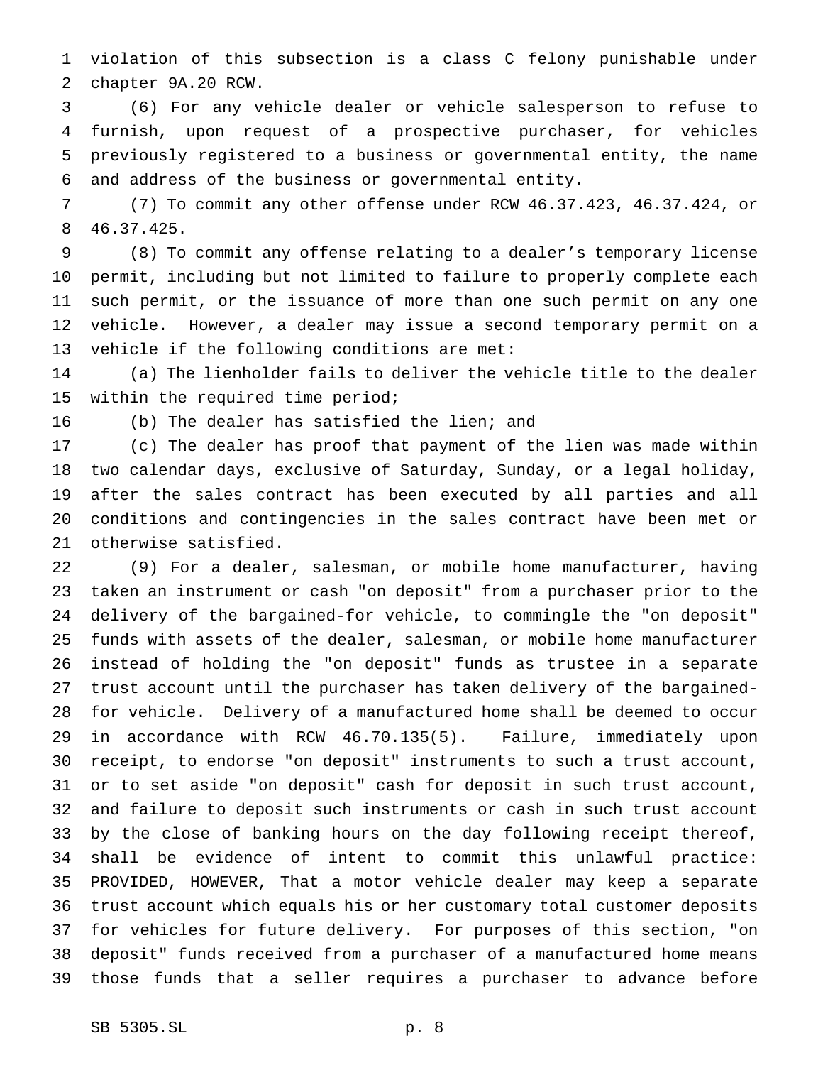violation of this subsection is a class C felony punishable under chapter 9A.20 RCW.

(6) For any vehicle dealer or vehicle salesperson to refuse to furnish, upon request of a prospective purchaser, for vehicles previously registered to a business or governmental entity, the name and address of the business or governmental entity.

(7) To commit any other offense under RCW 46.37.423, 46.37.424, or 46.37.425.

(8) To commit any offense relating to a dealer's temporary license permit, including but not limited to failure to properly complete each such permit, or the issuance of more than one such permit on any one vehicle. However, a dealer may issue a second temporary permit on a vehicle if the following conditions are met:

(a) The lienholder fails to deliver the vehicle title to the dealer within the required time period;

(b) The dealer has satisfied the lien; and

(c) The dealer has proof that payment of the lien was made within two calendar days, exclusive of Saturday, Sunday, or a legal holiday, after the sales contract has been executed by all parties and all conditions and contingencies in the sales contract have been met or otherwise satisfied.

(9) For a dealer, salesman, or mobile home manufacturer, having taken an instrument or cash "on deposit" from a purchaser prior to the delivery of the bargained-for vehicle, to commingle the "on deposit" funds with assets of the dealer, salesman, or mobile home manufacturer instead of holding the "on deposit" funds as trustee in a separate trust account until the purchaser has taken delivery of the bargained-for vehicle. Delivery of a manufactured home shall be deemed to occur in accordance with RCW 46.70.135(5). Failure, immediately upon receipt, to endorse "on deposit" instruments to such a trust account, or to set aside "on deposit" cash for deposit in such trust account, and failure to deposit such instruments or cash in such trust account by the close of banking hours on the day following receipt thereof, shall be evidence of intent to commit this unlawful practice: PROVIDED, HOWEVER, That a motor vehicle dealer may keep a separate trust account which equals his or her customary total customer deposits for vehicles for future delivery. For purposes of this section, "on deposit" funds received from a purchaser of a manufactured home means those funds that a seller requires a purchaser to advance before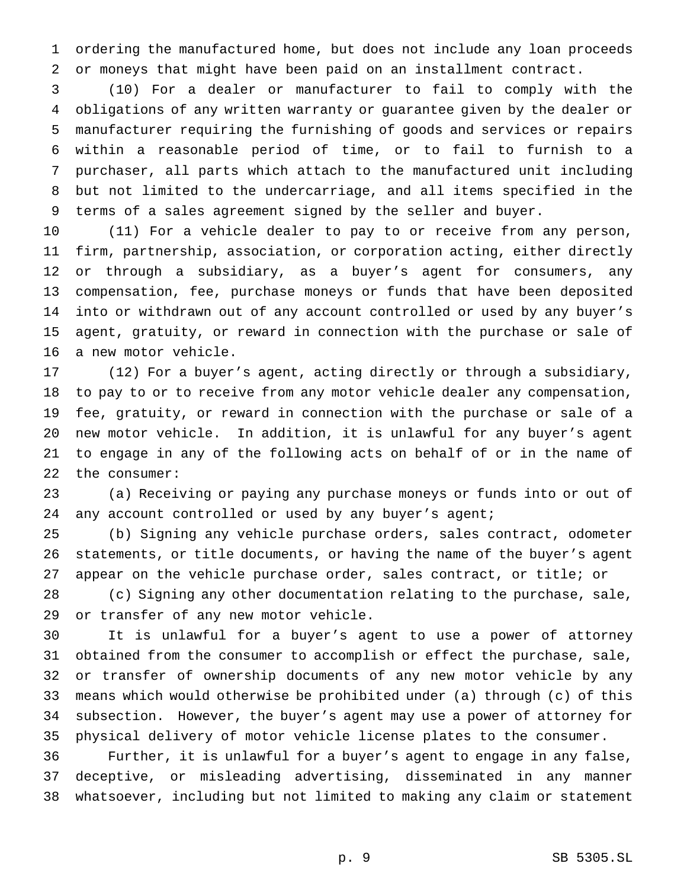ordering the manufactured home, but does not include any loan proceeds or moneys that might have been paid on an installment contract.

(10) For a dealer or manufacturer to fail to comply with the obligations of any written warranty or guarantee given by the dealer or manufacturer requiring the furnishing of goods and services or repairs within a reasonable period of time, or to fail to furnish to a purchaser, all parts which attach to the manufactured unit including but not limited to the undercarriage, and all items specified in the terms of a sales agreement signed by the seller and buyer.

(11) For a vehicle dealer to pay to or receive from any person, firm, partnership, association, or corporation acting, either directly or through a subsidiary, as a buyer's agent for consumers, any compensation, fee, purchase moneys or funds that have been deposited into or withdrawn out of any account controlled or used by any buyer's agent, gratuity, or reward in connection with the purchase or sale of a new motor vehicle.

(12) For a buyer's agent, acting directly or through a subsidiary, to pay to or to receive from any motor vehicle dealer any compensation, fee, gratuity, or reward in connection with the purchase or sale of a new motor vehicle. In addition, it is unlawful for any buyer's agent to engage in any of the following acts on behalf of or in the name of the consumer:

(a) Receiving or paying any purchase moneys or funds into or out of any account controlled or used by any buyer's agent;

(b) Signing any vehicle purchase orders, sales contract, odometer statements, or title documents, or having the name of the buyer's agent appear on the vehicle purchase order, sales contract, or title; or

(c) Signing any other documentation relating to the purchase, sale, or transfer of any new motor vehicle.

It is unlawful for a buyer's agent to use a power of attorney obtained from the consumer to accomplish or effect the purchase, sale, or transfer of ownership documents of any new motor vehicle by any means which would otherwise be prohibited under (a) through (c) of this subsection. However, the buyer's agent may use a power of attorney for physical delivery of motor vehicle license plates to the consumer.

Further, it is unlawful for a buyer's agent to engage in any false, deceptive, or misleading advertising, disseminated in any manner whatsoever, including but not limited to making any claim or statement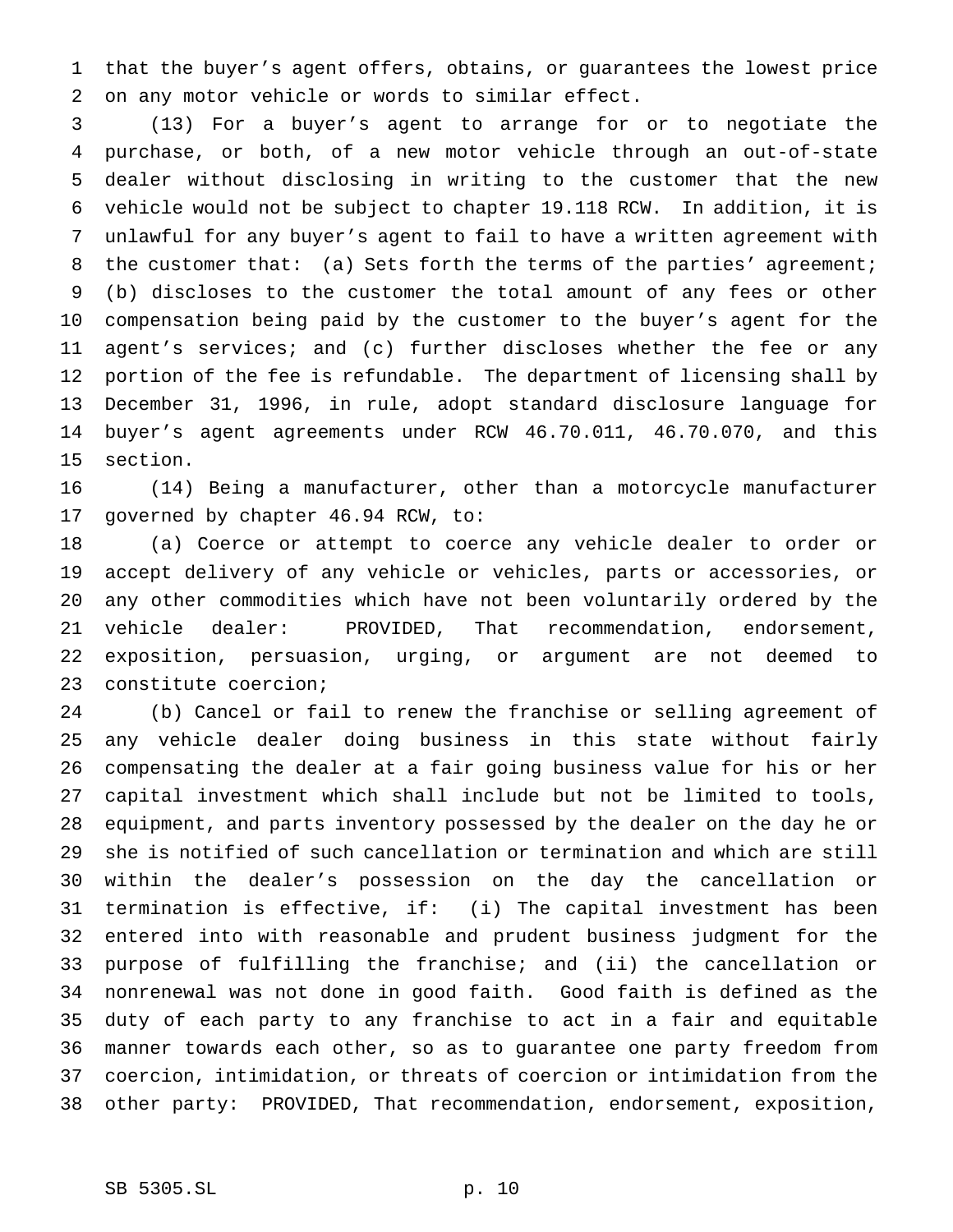that the buyer's agent offers, obtains, or guarantees the lowest price on any motor vehicle or words to similar effect.

(13) For a buyer's agent to arrange for or to negotiate the purchase, or both, of a new motor vehicle through an out-of-state dealer without disclosing in writing to the customer that the new vehicle would not be subject to chapter 19.118 RCW. In addition, it is unlawful for any buyer's agent to fail to have a written agreement with the customer that: (a) Sets forth the terms of the parties' agreement; (b) discloses to the customer the total amount of any fees or other compensation being paid by the customer to the buyer's agent for the agent's services; and (c) further discloses whether the fee or any portion of the fee is refundable. The department of licensing shall by December 31, 1996, in rule, adopt standard disclosure language for buyer's agent agreements under RCW 46.70.011, 46.70.070, and this section.

(14) Being a manufacturer, other than a motorcycle manufacturer governed by chapter 46.94 RCW, to:

(a) Coerce or attempt to coerce any vehicle dealer to order or accept delivery of any vehicle or vehicles, parts or accessories, or any other commodities which have not been voluntarily ordered by the vehicle dealer: PROVIDED, That recommendation, endorsement, exposition, persuasion, urging, or argument are not deemed to constitute coercion;

(b) Cancel or fail to renew the franchise or selling agreement of any vehicle dealer doing business in this state without fairly compensating the dealer at a fair going business value for his or her capital investment which shall include but not be limited to tools, equipment, and parts inventory possessed by the dealer on the day he or she is notified of such cancellation or termination and which are still within the dealer's possession on the day the cancellation or termination is effective, if: (i) The capital investment has been entered into with reasonable and prudent business judgment for the purpose of fulfilling the franchise; and (ii) the cancellation or nonrenewal was not done in good faith. Good faith is defined as the duty of each party to any franchise to act in a fair and equitable manner towards each other, so as to guarantee one party freedom from coercion, intimidation, or threats of coercion or intimidation from the other party: PROVIDED, That recommendation, endorsement, exposition,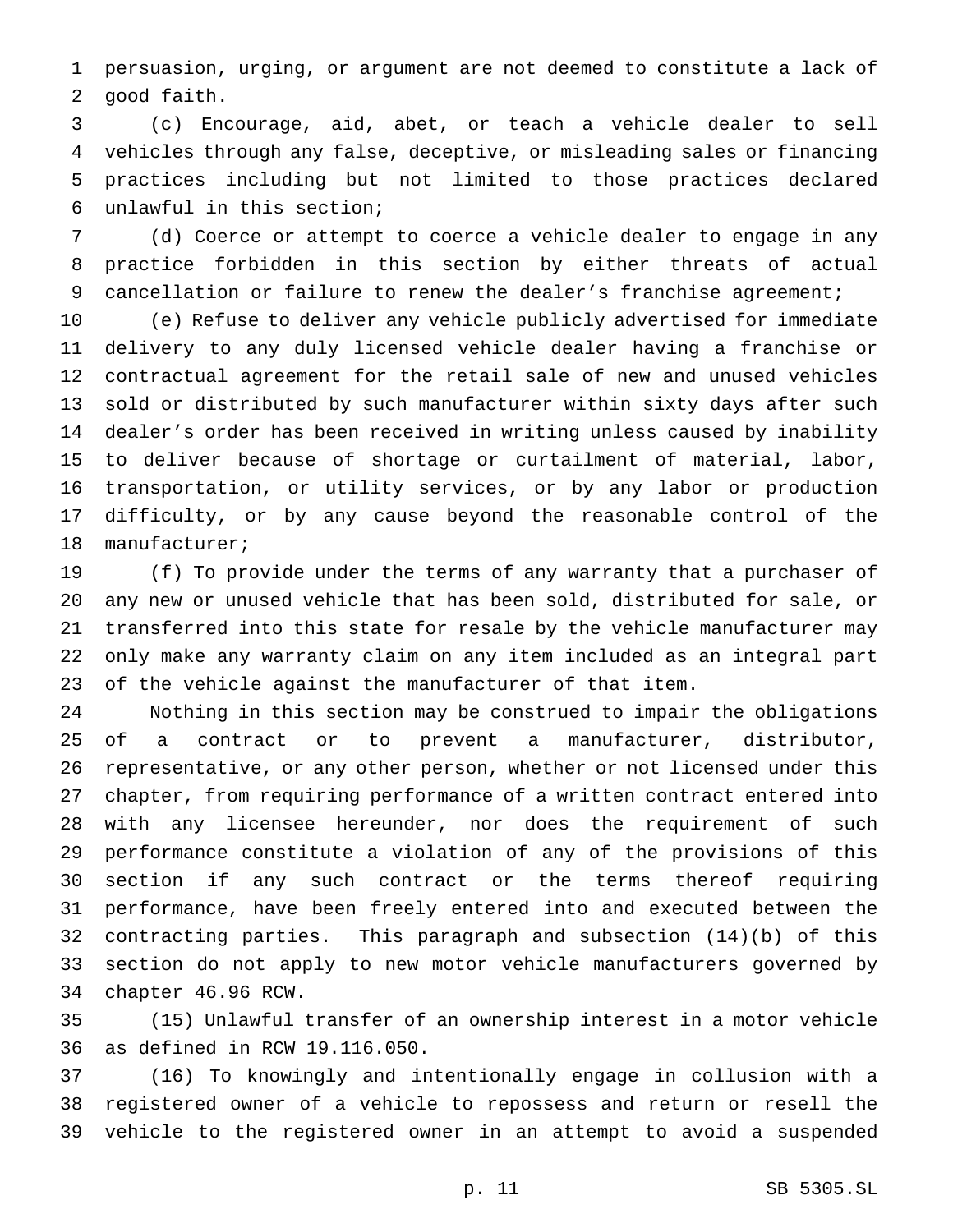persuasion, urging, or argument are not deemed to constitute a lack of good faith.

(c) Encourage, aid, abet, or teach a vehicle dealer to sell vehicles through any false, deceptive, or misleading sales or financing practices including but not limited to those practices declared unlawful in this section;

(d) Coerce or attempt to coerce a vehicle dealer to engage in any practice forbidden in this section by either threats of actual cancellation or failure to renew the dealer's franchise agreement;

(e) Refuse to deliver any vehicle publicly advertised for immediate delivery to any duly licensed vehicle dealer having a franchise or contractual agreement for the retail sale of new and unused vehicles sold or distributed by such manufacturer within sixty days after such dealer's order has been received in writing unless caused by inability to deliver because of shortage or curtailment of material, labor, transportation, or utility services, or by any labor or production difficulty, or by any cause beyond the reasonable control of the manufacturer;

(f) To provide under the terms of any warranty that a purchaser of any new or unused vehicle that has been sold, distributed for sale, or transferred into this state for resale by the vehicle manufacturer may only make any warranty claim on any item included as an integral part of the vehicle against the manufacturer of that item.

Nothing in this section may be construed to impair the obligations of a contract or to prevent a manufacturer, distributor, representative, or any other person, whether or not licensed under this chapter, from requiring performance of a written contract entered into with any licensee hereunder, nor does the requirement of such performance constitute a violation of any of the provisions of this section if any such contract or the terms thereof requiring performance, have been freely entered into and executed between the contracting parties. This paragraph and subsection (14)(b) of this section do not apply to new motor vehicle manufacturers governed by chapter 46.96 RCW.

(15) Unlawful transfer of an ownership interest in a motor vehicle as defined in RCW 19.116.050.

(16) To knowingly and intentionally engage in collusion with a registered owner of a vehicle to repossess and return or resell the vehicle to the registered owner in an attempt to avoid a suspended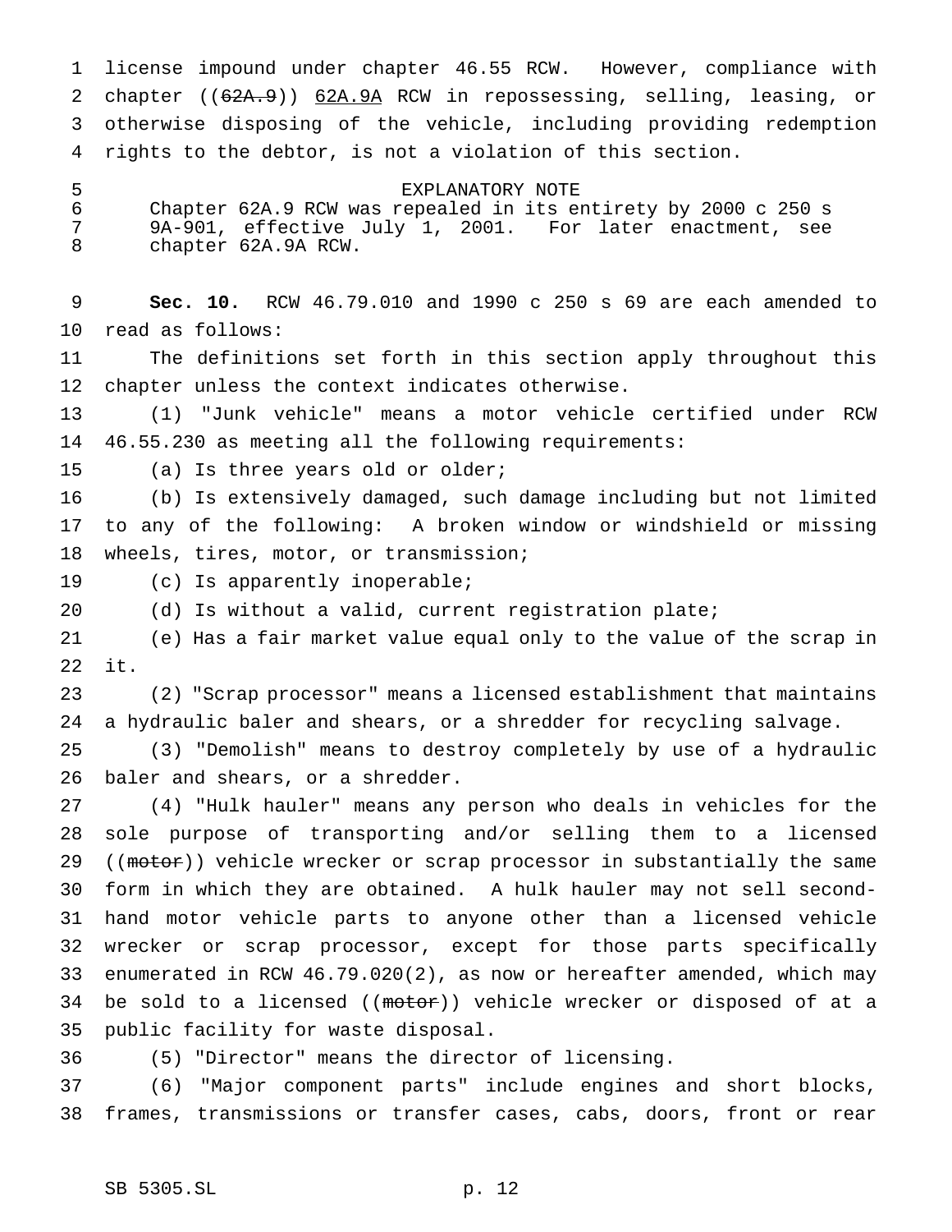license impound under chapter 46.55 RCW. However, compliance with chapter ((~~62A.9~~)) 62A.9A RCW in repossessing, selling, leasing, or otherwise disposing of the vehicle, including providing redemption rights to the debtor, is not a violation of this section.

EXPLANATORY NOTE

Chapter 62A.9 RCW was repealed in its entirety by 2000 c 250 s 9A-901, effective July 1, 2001. For later enactment, see chapter 62A.9A RCW.

**Sec. 10.** RCW 46.79.010 and 1990 c 250 s 69 are each amended to read as follows:

The definitions set forth in this section apply throughout this chapter unless the context indicates otherwise.

(1) "Junk vehicle" means a motor vehicle certified under RCW 46.55.230 as meeting all the following requirements:

(a) Is three years old or older;

(b) Is extensively damaged, such damage including but not limited to any of the following: A broken window or windshield or missing wheels, tires, motor, or transmission;

(c) Is apparently inoperable;

(d) Is without a valid, current registration plate;

(e) Has a fair market value equal only to the value of the scrap in it.

(2) "Scrap processor" means a licensed establishment that maintains a hydraulic baler and shears, or a shredder for recycling salvage.

(3) "Demolish" means to destroy completely by use of a hydraulic baler and shears, or a shredder.

(4) "Hulk hauler" means any person who deals in vehicles for the sole purpose of transporting and/or selling them to a licensed ((~~motor~~)) vehicle wrecker or scrap processor in substantially the same form in which they are obtained. A hulk hauler may not sell second-hand motor vehicle parts to anyone other than a licensed vehicle wrecker or scrap processor, except for those parts specifically enumerated in RCW 46.79.020(2), as now or hereafter amended, which may be sold to a licensed ((~~motor~~)) vehicle wrecker or disposed of at a public facility for waste disposal.

(5) "Director" means the director of licensing.

(6) "Major component parts" include engines and short blocks, frames, transmissions or transfer cases, cabs, doors, front or rear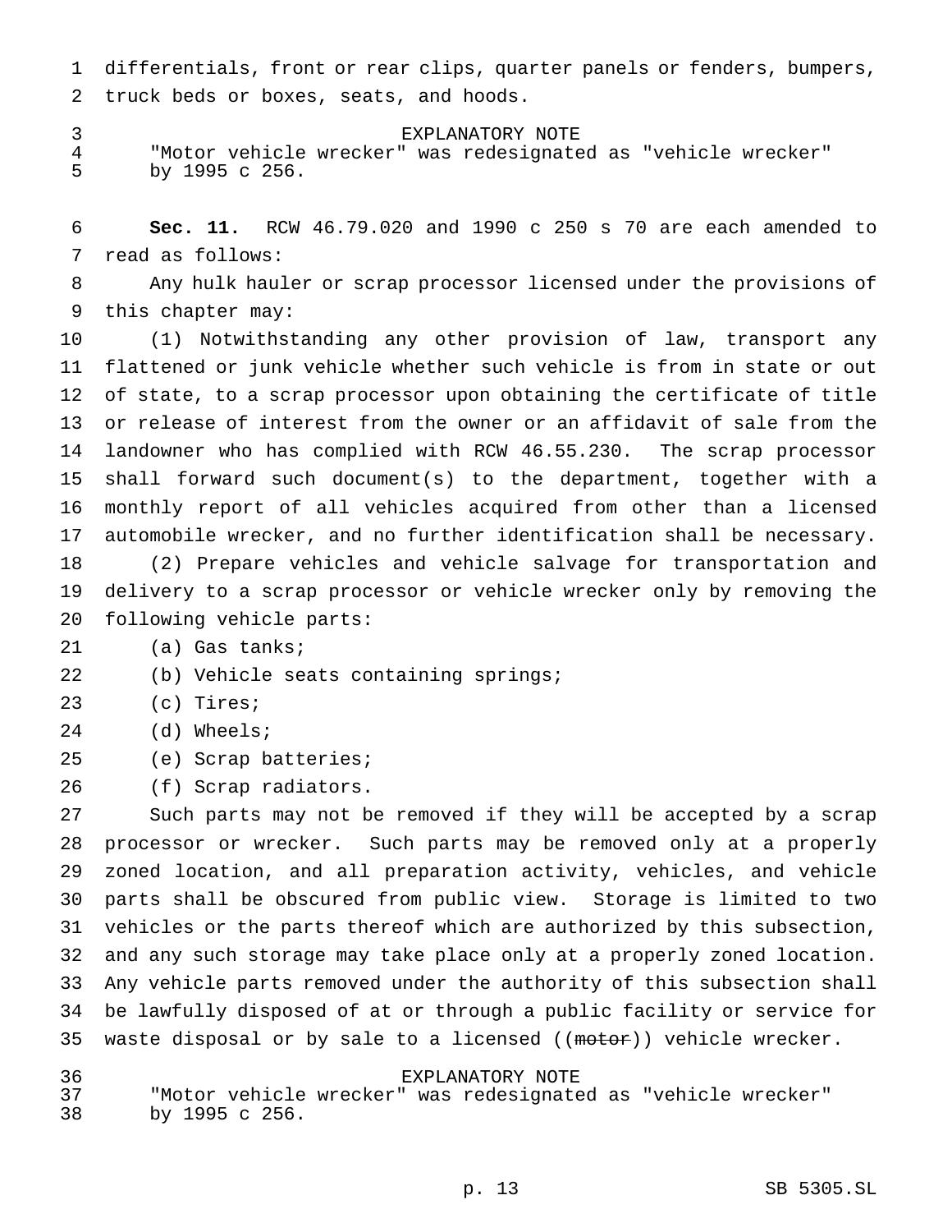differentials, front or rear clips, quarter panels or fenders, bumpers, truck beds or boxes, seats, and hoods.

EXPLANATORY NOTE
"Motor vehicle wrecker" was redesignated as "vehicle wrecker" by 1995 c 256.

**Sec. 11.** RCW 46.79.020 and 1990 c 250 s 70 are each amended to read as follows:

Any hulk hauler or scrap processor licensed under the provisions of this chapter may:

(1) Notwithstanding any other provision of law, transport any flattened or junk vehicle whether such vehicle is from in state or out of state, to a scrap processor upon obtaining the certificate of title or release of interest from the owner or an affidavit of sale from the landowner who has complied with RCW 46.55.230. The scrap processor shall forward such document(s) to the department, together with a monthly report of all vehicles acquired from other than a licensed automobile wrecker, and no further identification shall be necessary.

(2) Prepare vehicles and vehicle salvage for transportation and delivery to a scrap processor or vehicle wrecker only by removing the following vehicle parts:

(a) Gas tanks;

(b) Vehicle seats containing springs;

(c) Tires;

(d) Wheels;

(e) Scrap batteries;

(f) Scrap radiators.

Such parts may not be removed if they will be accepted by a scrap processor or wrecker. Such parts may be removed only at a properly zoned location, and all preparation activity, vehicles, and vehicle parts shall be obscured from public view. Storage is limited to two vehicles or the parts thereof which are authorized by this subsection, and any such storage may take place only at a properly zoned location. Any vehicle parts removed under the authority of this subsection shall be lawfully disposed of at or through a public facility or service for waste disposal or by sale to a licensed ((~~motor~~)) vehicle wrecker.

EXPLANATORY NOTE
"Motor vehicle wrecker" was redesignated as "vehicle wrecker" by 1995 c 256.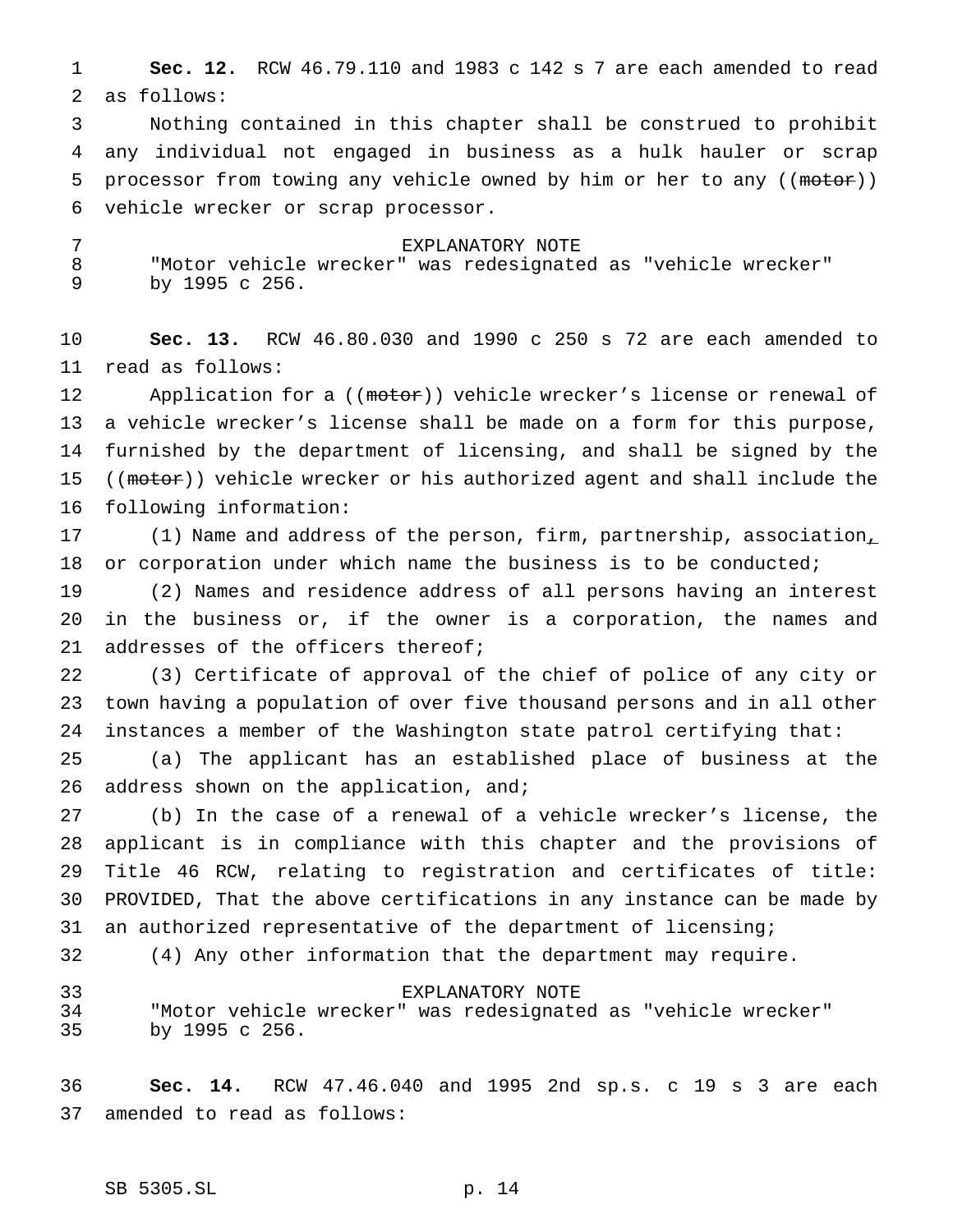**Sec. 12.** RCW 46.79.110 and 1983 c 142 s 7 are each amended to read as follows:

Nothing contained in this chapter shall be construed to prohibit any individual not engaged in business as a hulk hauler or scrap processor from towing any vehicle owned by him or her to any ((~~motor~~)) vehicle wrecker or scrap processor.

EXPLANATORY NOTE

"Motor vehicle wrecker" was redesignated as "vehicle wrecker" by 1995 c 256.

**Sec. 13.** RCW 46.80.030 and 1990 c 250 s 72 are each amended to read as follows:

Application for a ((~~motor~~)) vehicle wrecker's license or renewal of a vehicle wrecker's license shall be made on a form for this purpose, furnished by the department of licensing, and shall be signed by the ((~~motor~~)) vehicle wrecker or his authorized agent and shall include the following information:

(1) Name and address of the person, firm, partnership, association, or corporation under which name the business is to be conducted;

(2) Names and residence address of all persons having an interest in the business or, if the owner is a corporation, the names and addresses of the officers thereof;

(3) Certificate of approval of the chief of police of any city or town having a population of over five thousand persons and in all other instances a member of the Washington state patrol certifying that:

(a) The applicant has an established place of business at the address shown on the application, and;

(b) In the case of a renewal of a vehicle wrecker's license, the applicant is in compliance with this chapter and the provisions of Title 46 RCW, relating to registration and certificates of title: PROVIDED, That the above certifications in any instance can be made by an authorized representative of the department of licensing;

(4) Any other information that the department may require.

EXPLANATORY NOTE

"Motor vehicle wrecker" was redesignated as "vehicle wrecker" by 1995 c 256.

**Sec. 14.** RCW 47.46.040 and 1995 2nd sp.s. c 19 s 3 are each amended to read as follows: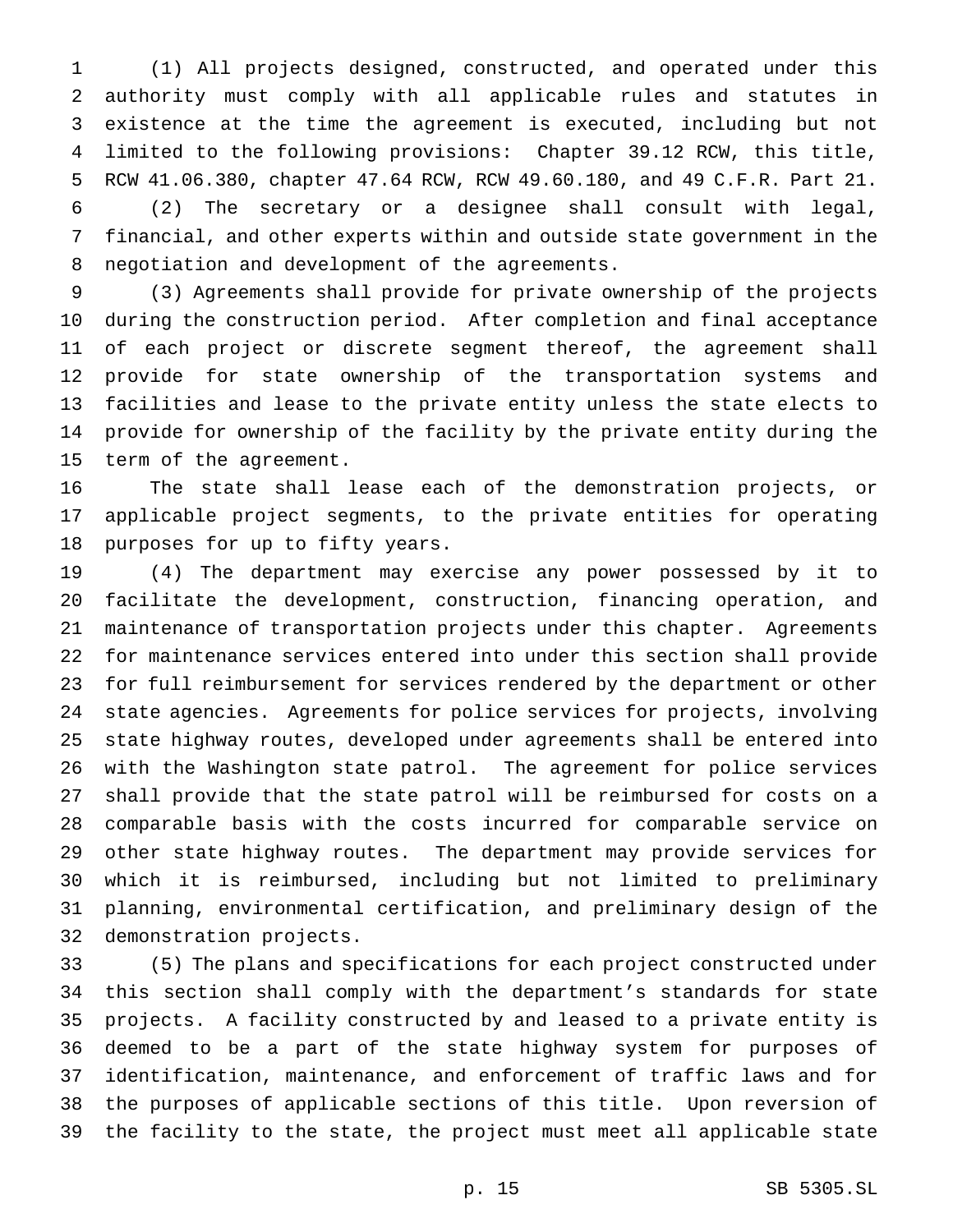(1) All projects designed, constructed, and operated under this authority must comply with all applicable rules and statutes in existence at the time the agreement is executed, including but not limited to the following provisions: Chapter 39.12 RCW, this title, RCW 41.06.380, chapter 47.64 RCW, RCW 49.60.180, and 49 C.F.R. Part 21.

(2) The secretary or a designee shall consult with legal, financial, and other experts within and outside state government in the negotiation and development of the agreements.

(3) Agreements shall provide for private ownership of the projects during the construction period. After completion and final acceptance of each project or discrete segment thereof, the agreement shall provide for state ownership of the transportation systems and facilities and lease to the private entity unless the state elects to provide for ownership of the facility by the private entity during the term of the agreement.

The state shall lease each of the demonstration projects, or applicable project segments, to the private entities for operating purposes for up to fifty years.

(4) The department may exercise any power possessed by it to facilitate the development, construction, financing operation, and maintenance of transportation projects under this chapter. Agreements for maintenance services entered into under this section shall provide for full reimbursement for services rendered by the department or other state agencies. Agreements for police services for projects, involving state highway routes, developed under agreements shall be entered into with the Washington state patrol. The agreement for police services shall provide that the state patrol will be reimbursed for costs on a comparable basis with the costs incurred for comparable service on other state highway routes. The department may provide services for which it is reimbursed, including but not limited to preliminary planning, environmental certification, and preliminary design of the demonstration projects.

(5) The plans and specifications for each project constructed under this section shall comply with the department's standards for state projects. A facility constructed by and leased to a private entity is deemed to be a part of the state highway system for purposes of identification, maintenance, and enforcement of traffic laws and for the purposes of applicable sections of this title. Upon reversion of the facility to the state, the project must meet all applicable state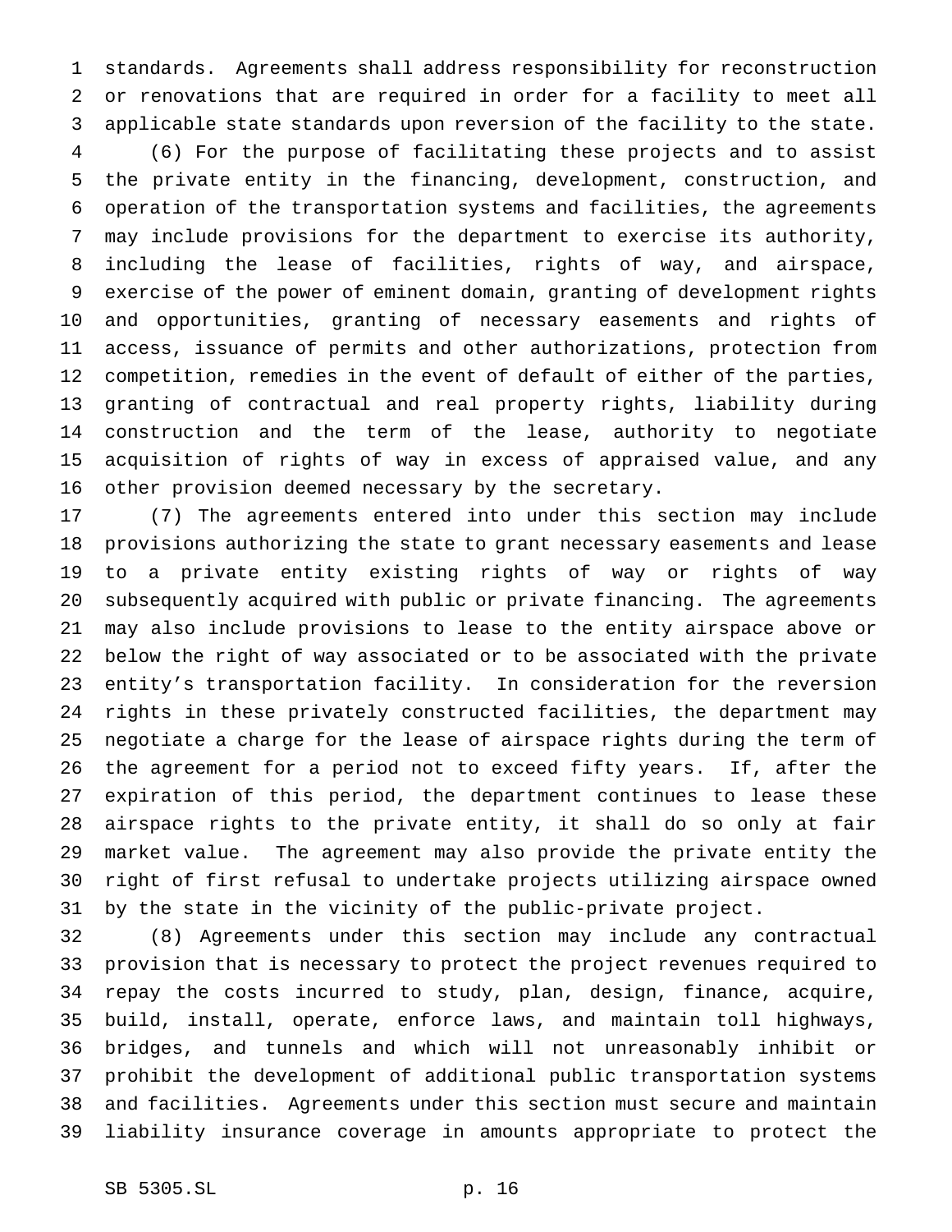standards. Agreements shall address responsibility for reconstruction or renovations that are required in order for a facility to meet all applicable state standards upon reversion of the facility to the state.

(6) For the purpose of facilitating these projects and to assist the private entity in the financing, development, construction, and operation of the transportation systems and facilities, the agreements may include provisions for the department to exercise its authority, including the lease of facilities, rights of way, and airspace, exercise of the power of eminent domain, granting of development rights and opportunities, granting of necessary easements and rights of access, issuance of permits and other authorizations, protection from competition, remedies in the event of default of either of the parties, granting of contractual and real property rights, liability during construction and the term of the lease, authority to negotiate acquisition of rights of way in excess of appraised value, and any other provision deemed necessary by the secretary.

(7) The agreements entered into under this section may include provisions authorizing the state to grant necessary easements and lease to a private entity existing rights of way or rights of way subsequently acquired with public or private financing. The agreements may also include provisions to lease to the entity airspace above or below the right of way associated or to be associated with the private entity's transportation facility. In consideration for the reversion rights in these privately constructed facilities, the department may negotiate a charge for the lease of airspace rights during the term of the agreement for a period not to exceed fifty years. If, after the expiration of this period, the department continues to lease these airspace rights to the private entity, it shall do so only at fair market value. The agreement may also provide the private entity the right of first refusal to undertake projects utilizing airspace owned by the state in the vicinity of the public-private project.

(8) Agreements under this section may include any contractual provision that is necessary to protect the project revenues required to repay the costs incurred to study, plan, design, finance, acquire, build, install, operate, enforce laws, and maintain toll highways, bridges, and tunnels and which will not unreasonably inhibit or prohibit the development of additional public transportation systems and facilities. Agreements under this section must secure and maintain liability insurance coverage in amounts appropriate to protect the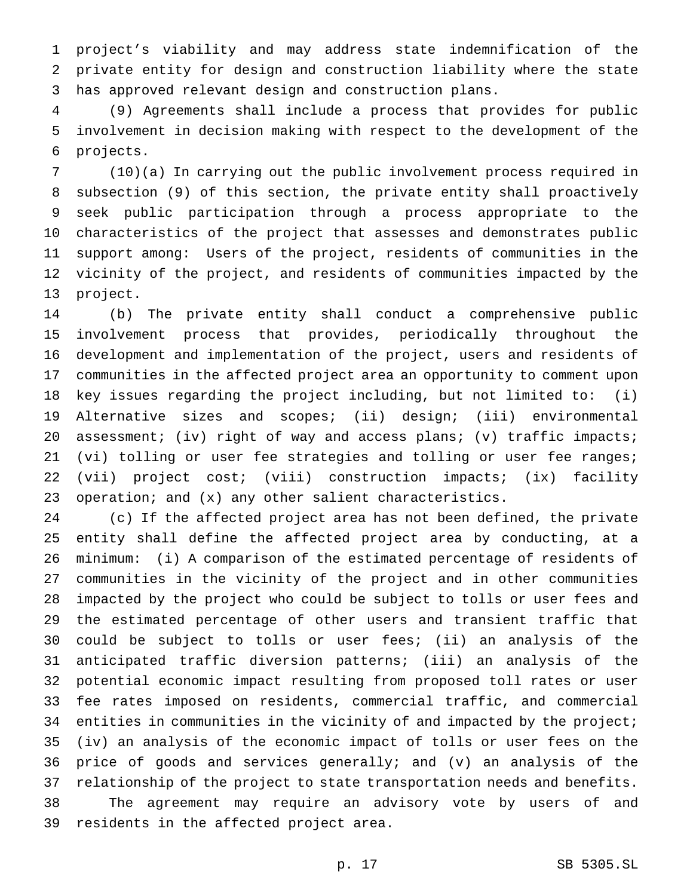project's viability and may address state indemnification of the private entity for design and construction liability where the state has approved relevant design and construction plans.

(9) Agreements shall include a process that provides for public involvement in decision making with respect to the development of the projects.

(10)(a) In carrying out the public involvement process required in subsection (9) of this section, the private entity shall proactively seek public participation through a process appropriate to the characteristics of the project that assesses and demonstrates public support among: Users of the project, residents of communities in the vicinity of the project, and residents of communities impacted by the project.

(b) The private entity shall conduct a comprehensive public involvement process that provides, periodically throughout the development and implementation of the project, users and residents of communities in the affected project area an opportunity to comment upon key issues regarding the project including, but not limited to: (i) Alternative sizes and scopes; (ii) design; (iii) environmental assessment; (iv) right of way and access plans; (v) traffic impacts; (vi) tolling or user fee strategies and tolling or user fee ranges; (vii) project cost; (viii) construction impacts; (ix) facility operation; and (x) any other salient characteristics.

(c) If the affected project area has not been defined, the private entity shall define the affected project area by conducting, at a minimum: (i) A comparison of the estimated percentage of residents of communities in the vicinity of the project and in other communities impacted by the project who could be subject to tolls or user fees and the estimated percentage of other users and transient traffic that could be subject to tolls or user fees; (ii) an analysis of the anticipated traffic diversion patterns; (iii) an analysis of the potential economic impact resulting from proposed toll rates or user fee rates imposed on residents, commercial traffic, and commercial entities in communities in the vicinity of and impacted by the project; (iv) an analysis of the economic impact of tolls or user fees on the price of goods and services generally; and (v) an analysis of the relationship of the project to state transportation needs and benefits.

The agreement may require an advisory vote by users of and residents in the affected project area.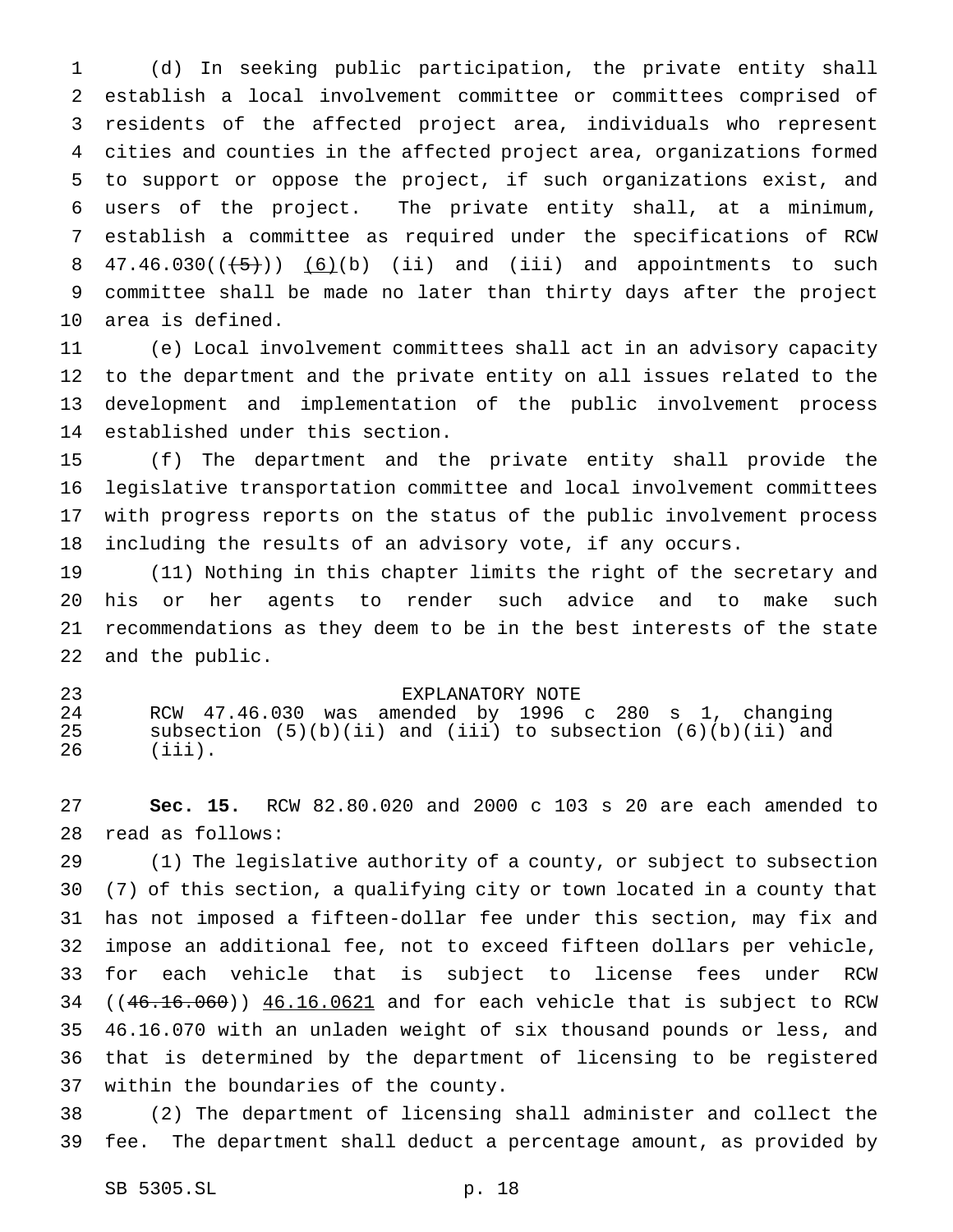(d) In seeking public participation, the private entity shall establish a local involvement committee or committees comprised of residents of the affected project area, individuals who represent cities and counties in the affected project area, organizations formed to support or oppose the project, if such organizations exist, and users of the project. The private entity shall, at a minimum, establish a committee as required under the specifications of RCW 47.46.030((~~(5)~~)) (6)(b) (ii) and (iii) and appointments to such committee shall be made no later than thirty days after the project area is defined.

(e) Local involvement committees shall act in an advisory capacity to the department and the private entity on all issues related to the development and implementation of the public involvement process established under this section.

(f) The department and the private entity shall provide the legislative transportation committee and local involvement committees with progress reports on the status of the public involvement process including the results of an advisory vote, if any occurs.

(11) Nothing in this chapter limits the right of the secretary and his or her agents to render such advice and to make such recommendations as they deem to be in the best interests of the state and the public.

EXPLANATORY NOTE

RCW 47.46.030 was amended by 1996 c 280 s 1, changing subsection (5)(b)(ii) and (iii) to subsection (6)(b)(ii) and (iii).

**Sec. 15.** RCW 82.80.020 and 2000 c 103 s 20 are each amended to read as follows:

(1) The legislative authority of a county, or subject to subsection (7) of this section, a qualifying city or town located in a county that has not imposed a fifteen-dollar fee under this section, may fix and impose an additional fee, not to exceed fifteen dollars per vehicle, for each vehicle that is subject to license fees under RCW ((~~46.16.060~~)) 46.16.0621 and for each vehicle that is subject to RCW 46.16.070 with an unladen weight of six thousand pounds or less, and that is determined by the department of licensing to be registered within the boundaries of the county.

(2) The department of licensing shall administer and collect the fee. The department shall deduct a percentage amount, as provided by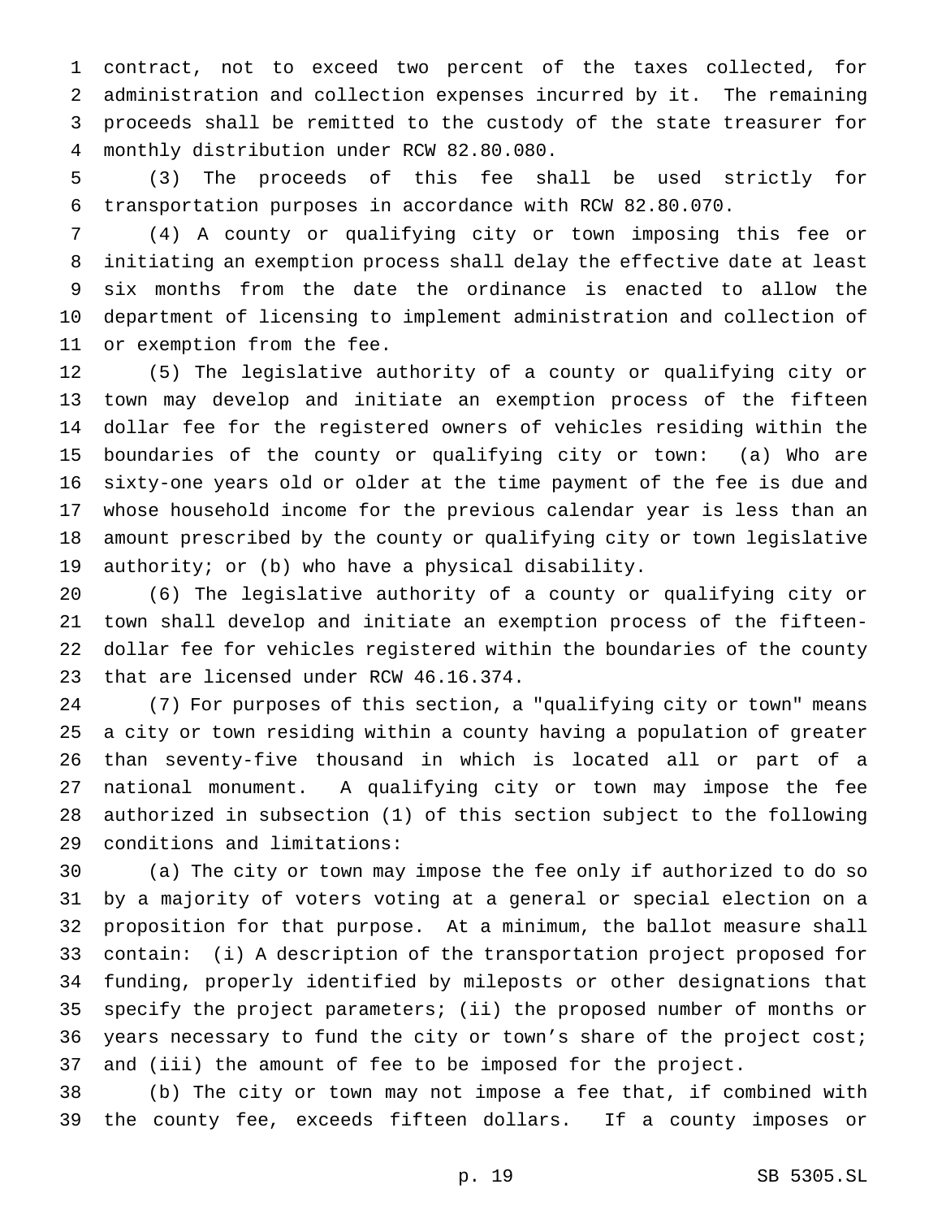contract, not to exceed two percent of the taxes collected, for administration and collection expenses incurred by it. The remaining proceeds shall be remitted to the custody of the state treasurer for monthly distribution under RCW 82.80.080.

(3) The proceeds of this fee shall be used strictly for transportation purposes in accordance with RCW 82.80.070.

(4) A county or qualifying city or town imposing this fee or initiating an exemption process shall delay the effective date at least six months from the date the ordinance is enacted to allow the department of licensing to implement administration and collection of or exemption from the fee.

(5) The legislative authority of a county or qualifying city or town may develop and initiate an exemption process of the fifteen dollar fee for the registered owners of vehicles residing within the boundaries of the county or qualifying city or town: (a) Who are sixty-one years old or older at the time payment of the fee is due and whose household income for the previous calendar year is less than an amount prescribed by the county or qualifying city or town legislative authority; or (b) who have a physical disability.

(6) The legislative authority of a county or qualifying city or town shall develop and initiate an exemption process of the fifteen-dollar fee for vehicles registered within the boundaries of the county that are licensed under RCW 46.16.374.

(7) For purposes of this section, a "qualifying city or town" means a city or town residing within a county having a population of greater than seventy-five thousand in which is located all or part of a national monument. A qualifying city or town may impose the fee authorized in subsection (1) of this section subject to the following conditions and limitations:

(a) The city or town may impose the fee only if authorized to do so by a majority of voters voting at a general or special election on a proposition for that purpose. At a minimum, the ballot measure shall contain: (i) A description of the transportation project proposed for funding, properly identified by mileposts or other designations that specify the project parameters; (ii) the proposed number of months or years necessary to fund the city or town's share of the project cost; and (iii) the amount of fee to be imposed for the project.

(b) The city or town may not impose a fee that, if combined with the county fee, exceeds fifteen dollars. If a county imposes or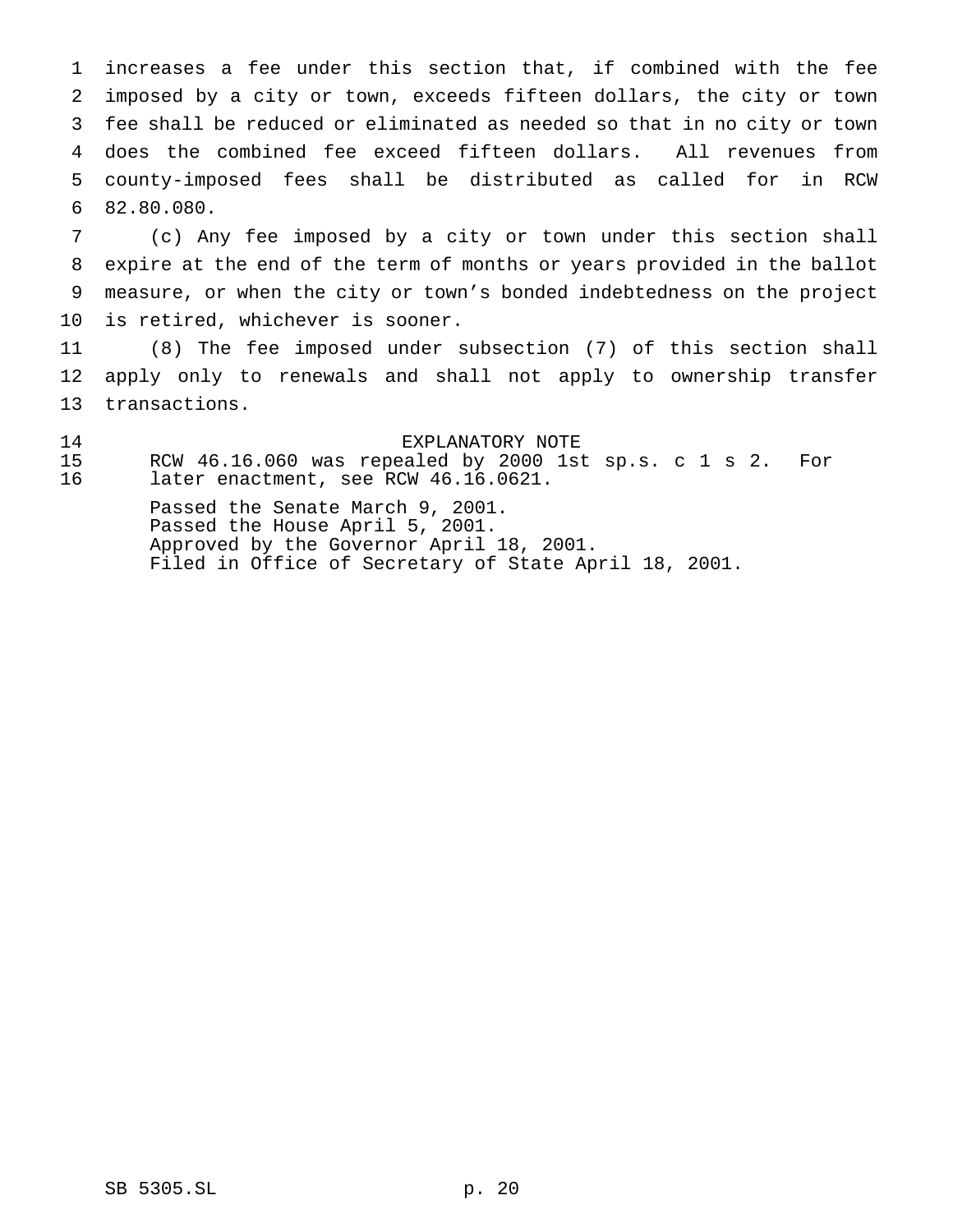increases a fee under this section that, if combined with the fee imposed by a city or town, exceeds fifteen dollars, the city or town fee shall be reduced or eliminated as needed so that in no city or town does the combined fee exceed fifteen dollars. All revenues from county-imposed fees shall be distributed as called for in RCW 82.80.080.

(c) Any fee imposed by a city or town under this section shall expire at the end of the term of months or years provided in the ballot measure, or when the city or town's bonded indebtedness on the project is retired, whichever is sooner.

(8) The fee imposed under subsection (7) of this section shall apply only to renewals and shall not apply to ownership transfer transactions.

EXPLANATORY NOTE

RCW 46.16.060 was repealed by 2000 1st sp.s. c 1 s 2. For later enactment, see RCW 46.16.0621.

Passed the Senate March 9, 2001.
Passed the House April 5, 2001.
Approved by the Governor April 18, 2001.
Filed in Office of Secretary of State April 18, 2001.